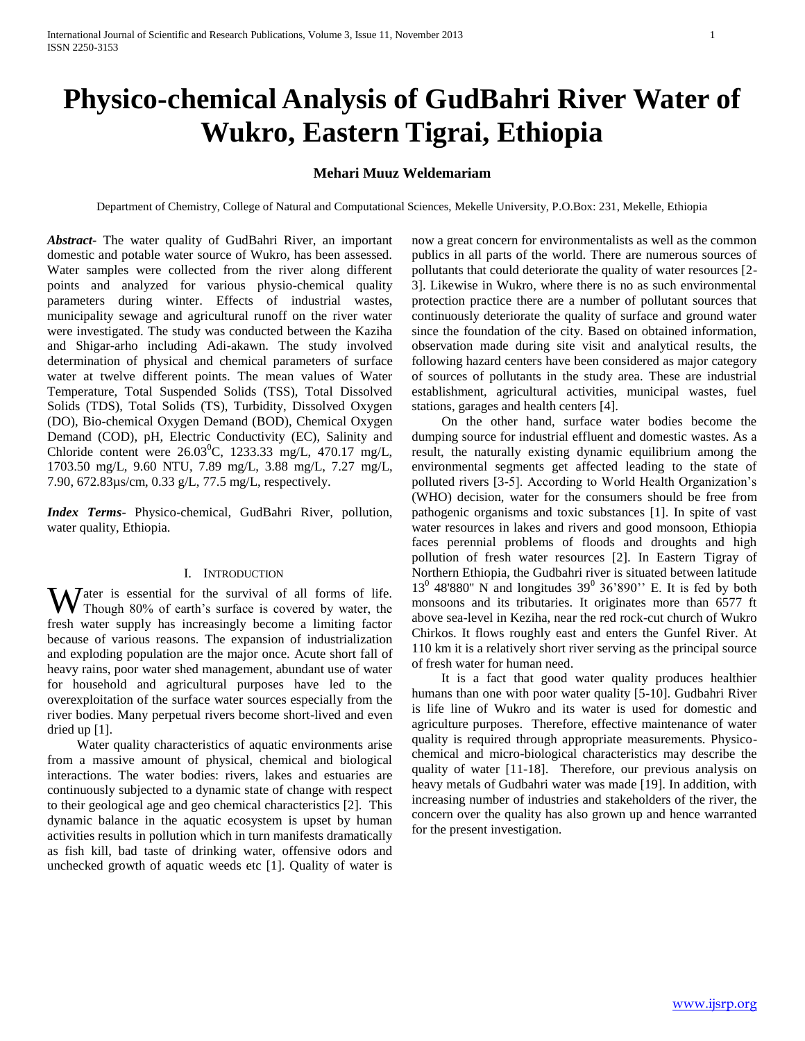# Physico-chemical Analysis of GudBahri River Water of Wukro, Eastern Tigrai, Ethiopia

**Mehari Muuz Weldemariam**

Department of Chemistry, College of Natural and Computational Sciences, Mekelle University, P.O.Box: 231, Mekelle, Ethiopia

***Abstract-*** The water quality of GudBahri River, an important domestic and potable water source of Wukro, has been assessed. Water samples were collected from the river along different points and analyzed for various physio-chemical quality parameters during winter. Effects of industrial wastes, municipality sewage and agricultural runoff on the river water were investigated. The study was conducted between the Kaziha and Shigar-arho including Adi-akawn. The study involved determination of physical and chemical parameters of surface water at twelve different points. The mean values of Water Temperature, Total Suspended Solids (TSS), Total Dissolved Solids (TDS), Total Solids (TS), Turbidity, Dissolved Oxygen (DO), Bio-chemical Oxygen Demand (BOD), Chemical Oxygen Demand (COD), pH, Electric Conductivity (EC), Salinity and Chloride content were $26.03^0$C, 1233.33 mg/L, 470.17 mg/L, 1703.50 mg/L, 9.60 NTU, 7.89 mg/L, 3.88 mg/L, 7.27 mg/L, 7.90, 672.83µs/cm, 0.33 g/L, 77.5 mg/L, respectively.

***Index Terms*-** Physico-chemical, GudBahri River, pollution, water quality, Ethiopia.

## I. Introduction

Water is essential for the survival of all forms of life. Though 80% of earth's surface is covered by water, the fresh water supply has increasingly become a limiting factor because of various reasons. The expansion of industrialization and exploding population are the major once. Acute short fall of heavy rains, poor water shed management, abundant use of water for household and agricultural purposes have led to the overexploitation of the surface water sources especially from the river bodies. Many perpetual rivers become short-lived and even dried up [1].

Water quality characteristics of aquatic environments arise from a massive amount of physical, chemical and biological interactions. The water bodies: rivers, lakes and estuaries are continuously subjected to a dynamic state of change with respect to their geological age and geo chemical characteristics [2]. This dynamic balance in the aquatic ecosystem is upset by human activities results in pollution which in turn manifests dramatically as fish kill, bad taste of drinking water, offensive odors and unchecked growth of aquatic weeds etc [1]. Quality of water is now a great concern for environmentalists as well as the common publics in all parts of the world. There are numerous sources of pollutants that could deteriorate the quality of water resources [2-3]. Likewise in Wukro, where there is no as such environmental protection practice there are a number of pollutant sources that continuously deteriorate the quality of surface and ground water since the foundation of the city. Based on obtained information, observation made during site visit and analytical results, the following hazard centers have been considered as major category of sources of pollutants in the study area. These are industrial establishment, agricultural activities, municipal wastes, fuel stations, garages and health centers [4].

On the other hand, surface water bodies become the dumping source for industrial effluent and domestic wastes. As a result, the naturally existing dynamic equilibrium among the environmental segments get affected leading to the state of polluted rivers [3-5]. According to World Health Organization's (WHO) decision, water for the consumers should be free from pathogenic organisms and toxic substances [1]. In spite of vast water resources in lakes and rivers and good monsoon, Ethiopia faces perennial problems of floods and droughts and high pollution of fresh water resources [2]. In Eastern Tigray of Northern Ethiopia, the Gudbahri river is situated between latitude $13^0$ 48'880'' N and longitudes $39^0$ 36'890'' E. It is fed by both monsoons and its tributaries. It originates more than 6577 ft above sea-level in Keziha, near the red rock-cut church of Wukro Chirkos. It flows roughly east and enters the Gunfel River. At 110 km it is a relatively short river serving as the principal source of fresh water for human need.

It is a fact that good water quality produces healthier humans than one with poor water quality [5-10]. Gudbahri River is life line of Wukro and its water is used for domestic and agriculture purposes. Therefore, effective maintenance of water quality is required through appropriate measurements. Physico-chemical and micro-biological characteristics may describe the quality of water [11-18]. Therefore, our previous analysis on heavy metals of Gudbahri water was made [19]. In addition, with increasing number of industries and stakeholders of the river, the concern over the quality has also grown up and hence warranted for the present investigation.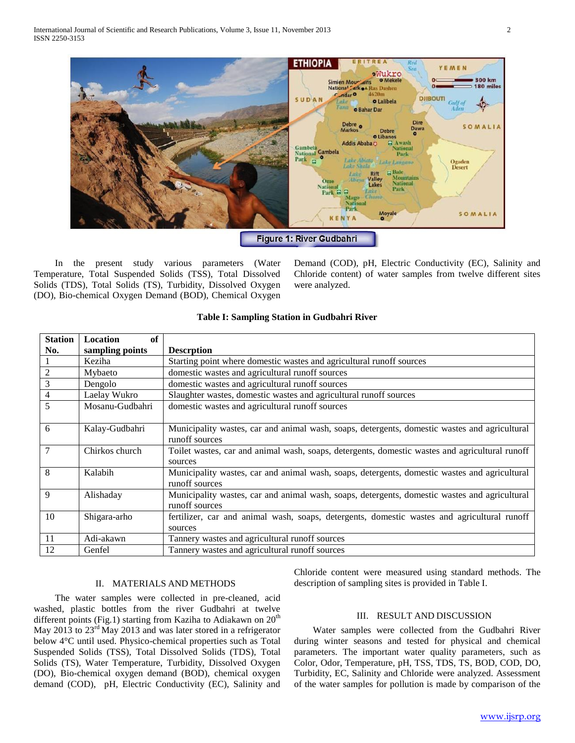Figure 1: River Gudbahri

In the present study various parameters (Water Temperature, Total Suspended Solids (TSS), Total Dissolved Solids (TDS), Total Solids (TS), Turbidity, Dissolved Oxygen (DO), Bio-chemical Oxygen Demand (BOD), Chemical Oxygen Demand (COD), pH, Electric Conductivity (EC), Salinity and Chloride content) of water samples from twelve different sites were analyzed.

**Table I: Sampling Station in Gudbahri River**

| Station No. | Location of sampling points | Descrption |
|---|---|---|
| 1 | Keziha | Starting point where domestic wastes and agricultural runoff sources |
| 2 | Mybaeto | domestic wastes and agricultural runoff sources |
| 3 | Dengolo | domestic wastes and agricultural runoff sources |
| 4 | Laelay Wukro | Slaughter wastes, domestic wastes and agricultural runoff sources |
| 5 | Mosanu-Gudbahri | domestic wastes and agricultural runoff sources |
| 6 | Kalay-Gudbahri | Municipality wastes, car and animal wash, soaps, detergents, domestic wastes and agricultural runoff sources |
| 7 | Chirkos church | Toilet wastes, car and animal wash, soaps, detergents, domestic wastes and agricultural runoff sources |
| 8 | Kalabih | Municipality wastes, car and animal wash, soaps, detergents, domestic wastes and agricultural runoff sources |
| 9 | Alishaday | Municipality wastes, car and animal wash, soaps, detergents, domestic wastes and agricultural runoff sources |
| 10 | Shigara-arho | fertilizer, car and animal wash, soaps, detergents, domestic wastes and agricultural runoff sources |
| 11 | Adi-akawn | Tannery wastes and agricultural runoff sources |
| 12 | Genfel | Tannery wastes and agricultural runoff sources |

## II. MATERIALS AND METHODS

The water samples were collected in pre-cleaned, acid washed, plastic bottles from the river Gudbahri at twelve different points (Fig.1) starting from Kaziha to Adiakawn on 20th May 2013 to 23rd May 2013 and was later stored in a refrigerator below 4°C until used. Physico-chemical properties such as Total Suspended Solids (TSS), Total Dissolved Solids (TDS), Total Solids (TS), Water Temperature, Turbidity, Dissolved Oxygen (DO), Bio-chemical oxygen demand (BOD), chemical oxygen demand (COD), pH, Electric Conductivity (EC), Salinity and Chloride content were measured using standard methods. The description of sampling sites is provided in Table I.

## III. RESULT AND DISCUSSION

Water samples were collected from the Gudbahri River during winter seasons and tested for physical and chemical parameters. The important water quality parameters, such as Color, Odor, Temperature, pH, TSS, TDS, TS, BOD, COD, DO, Turbidity, EC, Salinity and Chloride were analyzed. Assessment of the water samples for pollution is made by comparison of the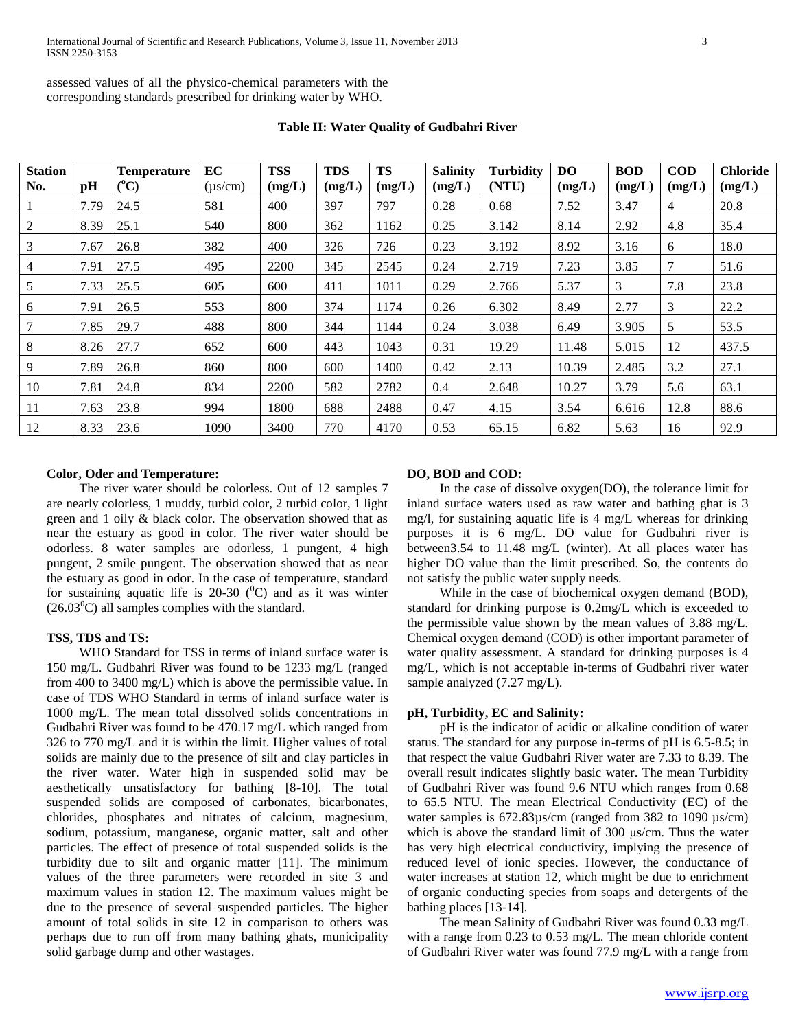assessed values of all the physico-chemical parameters with the corresponding standards prescribed for drinking water by WHO.

**Table II: Water Quality of Gudbahri River**

| Station No. | pH | Temperature ($^0$C) | EC (µs/cm) | TSS (mg/L) | TDS (mg/L) | TS (mg/L) | Salinity (mg/L) | Turbidity (NTU) | DO (mg/L) | BOD (mg/L) | COD (mg/L) | Chloride (mg/L) |
|---|---|---|---|---|---|---|---|---|---|---|---|---|
| 1 | 7.79 | 24.5 | 581 | 400 | 397 | 797 | 0.28 | 0.68 | 7.52 | 3.47 | 4 | 20.8 |
| 2 | 8.39 | 25.1 | 540 | 800 | 362 | 1162 | 0.25 | 3.142 | 8.14 | 2.92 | 4.8 | 35.4 |
| 3 | 7.67 | 26.8 | 382 | 400 | 326 | 726 | 0.23 | 3.192 | 8.92 | 3.16 | 6 | 18.0 |
| 4 | 7.91 | 27.5 | 495 | 2200 | 345 | 2545 | 0.24 | 2.719 | 7.23 | 3.85 | 7 | 51.6 |
| 5 | 7.33 | 25.5 | 605 | 600 | 411 | 1011 | 0.29 | 2.766 | 5.37 | 3 | 7.8 | 23.8 |
| 6 | 7.91 | 26.5 | 553 | 800 | 374 | 1174 | 0.26 | 6.302 | 8.49 | 2.77 | 3 | 22.2 |
| 7 | 7.85 | 29.7 | 488 | 800 | 344 | 1144 | 0.24 | 3.038 | 6.49 | 3.905 | 5 | 53.5 |
| 8 | 8.26 | 27.7 | 652 | 600 | 443 | 1043 | 0.31 | 19.29 | 11.48 | 5.015 | 12 | 437.5 |
| 9 | 7.89 | 26.8 | 860 | 800 | 600 | 1400 | 0.42 | 2.13 | 10.39 | 2.485 | 3.2 | 27.1 |
| 10 | 7.81 | 24.8 | 834 | 2200 | 582 | 2782 | 0.4 | 2.648 | 10.27 | 3.79 | 5.6 | 63.1 |
| 11 | 7.63 | 23.8 | 994 | 1800 | 688 | 2488 | 0.47 | 4.15 | 3.54 | 6.616 | 12.8 | 88.6 |
| 12 | 8.33 | 23.6 | 1090 | 3400 | 770 | 4170 | 0.53 | 65.15 | 6.82 | 5.63 | 16 | 92.9 |

**Color, Oder and Temperature:**

The river water should be colorless. Out of 12 samples 7 are nearly colorless, 1 muddy, turbid color, 2 turbid color, 1 light green and 1 oily & black color. The observation showed that as near the estuary as good in color. The river water should be odorless. 8 water samples are odorless, 1 pungent, 4 high pungent, 2 smile pungent. The observation showed that as near the estuary as good in odor. In the case of temperature, standard for sustaining aquatic life is 20-30 ($^0$C) and as it was winter (26.03$^0$C) all samples complies with the standard.

**TSS, TDS and TS:**

WHO Standard for TSS in terms of inland surface water is 150 mg/L. Gudbahri River was found to be 1233 mg/L (ranged from 400 to 3400 mg/L) which is above the permissible value. In case of TDS WHO Standard in terms of inland surface water is 1000 mg/L. The mean total dissolved solids concentrations in Gudbahri River was found to be 470.17 mg/L which ranged from 326 to 770 mg/L and it is within the limit. Higher values of total solids are mainly due to the presence of silt and clay particles in the river water. Water high in suspended solid may be aesthetically unsatisfactory for bathing [8-10]. The total suspended solids are composed of carbonates, bicarbonates, chlorides, phosphates and nitrates of calcium, magnesium, sodium, potassium, manganese, organic matter, salt and other particles. The effect of presence of total suspended solids is the turbidity due to silt and organic matter [11]. The minimum values of the three parameters were recorded in site 3 and maximum values in station 12. The maximum values might be due to the presence of several suspended particles. The higher amount of total solids in site 12 in comparison to others was perhaps due to run off from many bathing ghats, municipality solid garbage dump and other wastages.

**DO, BOD and COD:**

In the case of dissolve oxygen(DO), the tolerance limit for inland surface waters used as raw water and bathing ghat is 3 mg/l, for sustaining aquatic life is 4 mg/L whereas for drinking purposes it is 6 mg/L. DO value for Gudbahri river is between3.54 to 11.48 mg/L (winter). At all places water has higher DO value than the limit prescribed. So, the contents do not satisfy the public water supply needs.

While in the case of biochemical oxygen demand (BOD), standard for drinking purpose is 0.2mg/L which is exceeded to the permissible value shown by the mean values of 3.88 mg/L. Chemical oxygen demand (COD) is other important parameter of water quality assessment. A standard for drinking purposes is 4 mg/L, which is not acceptable in-terms of Gudbahri river water sample analyzed (7.27 mg/L).

**pH, Turbidity, EC and Salinity:**

pH is the indicator of acidic or alkaline condition of water status. The standard for any purpose in-terms of pH is 6.5-8.5; in that respect the value Gudbahri River water are 7.33 to 8.39. The overall result indicates slightly basic water. The mean Turbidity of Gudbahri River was found 9.6 NTU which ranges from 0.68 to 65.5 NTU. The mean Electrical Conductivity (EC) of the water samples is 672.83µs/cm (ranged from 382 to 1090 µs/cm) which is above the standard limit of 300 µs/cm. Thus the water has very high electrical conductivity, implying the presence of reduced level of ionic species. However, the conductance of water increases at station 12, which might be due to enrichment of organic conducting species from soaps and detergents of the bathing places [13-14].

The mean Salinity of Gudbahri River was found 0.33 mg/L with a range from 0.23 to 0.53 mg/L. The mean chloride content of Gudbahri River water was found 77.9 mg/L with a range from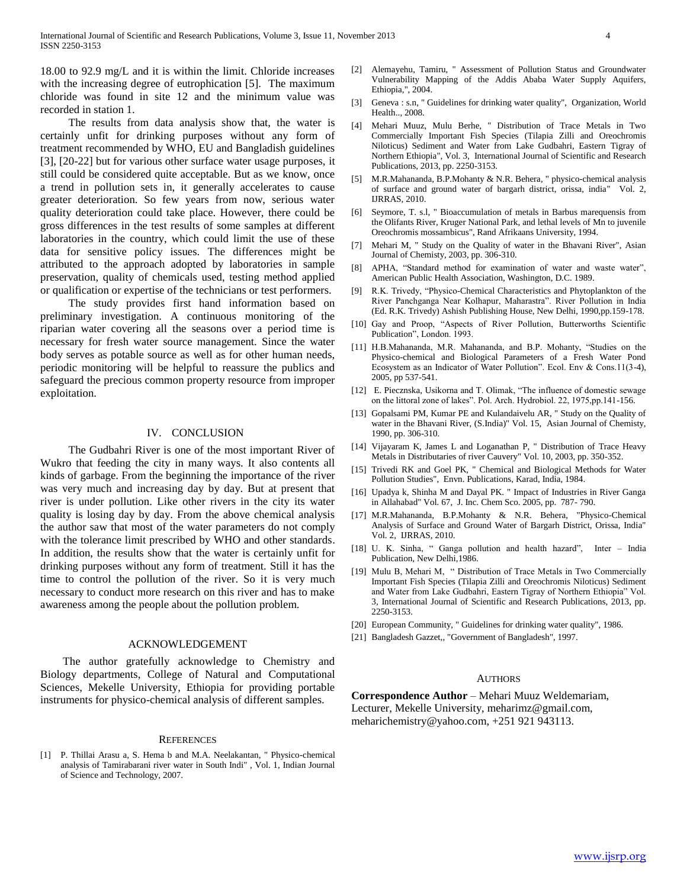18.00 to 92.9 mg/L and it is within the limit. Chloride increases with the increasing degree of eutrophication [5]. The maximum chloride was found in site 12 and the minimum value was recorded in station 1.

The results from data analysis show that, the water is certainly unfit for drinking purposes without any form of treatment recommended by WHO, EU and Bangladish guidelines [3], [20-22] but for various other surface water usage purposes, it still could be considered quite acceptable. But as we know, once a trend in pollution sets in, it generally accelerates to cause greater deterioration. So few years from now, serious water quality deterioration could take place. However, there could be gross differences in the test results of some samples at different laboratories in the country, which could limit the use of these data for sensitive policy issues. The differences might be attributed to the approach adopted by laboratories in sample preservation, quality of chemicals used, testing method applied or qualification or expertise of the technicians or test performers.

The study provides first hand information based on preliminary investigation. A continuous monitoring of the riparian water covering all the seasons over a period time is necessary for fresh water source management. Since the water body serves as potable source as well as for other human needs, periodic monitoring will be helpful to reassure the publics and safeguard the precious common property resource from improper exploitation.

## IV. CONCLUSION

The Gudbahri River is one of the most important River of Wukro that feeding the city in many ways. It also contents all kinds of garbage. From the beginning the importance of the river was very much and increasing day by day. But at present that river is under pollution. Like other rivers in the city its water quality is losing day by day. From the above chemical analysis the author saw that most of the water parameters do not comply with the tolerance limit prescribed by WHO and other standards. In addition, the results show that the water is certainly unfit for drinking purposes without any form of treatment. Still it has the time to control the pollution of the river. So it is very much necessary to conduct more research on this river and has to make awareness among the people about the pollution problem.

## ACKNOWLEDGEMENT

The author gratefully acknowledge to Chemistry and Biology departments, College of Natural and Computational Sciences, Mekelle University, Ethiopia for providing portable instruments for physico-chemical analysis of different samples.

## REFERENCES

[1] P. Thillai Arasu a, S. Hema b and M.A. Neelakantan, " Physico-chemical analysis of Tamirabarani river water in South Indi" , Vol. 1, Indian Journal of Science and Technology, 2007.

[2] Alemayehu, Tamiru, " Assessment of Pollution Status and Groundwater Vulnerability Mapping of the Addis Ababa Water Supply Aquifers, Ethiopia,", 2004.

[3] Geneva : s.n, " Guidelines for drinking water quality", Organization, World Health.., 2008.

[4] Mehari Muuz, Mulu Berhe, " Distribution of Trace Metals in Two Commercially Important Fish Species (Tilapia Zilli and Oreochromis Niloticus) Sediment and Water from Lake Gudbahri, Eastern Tigray of Northern Ethiopia", Vol. 3, International Journal of Scientific and Research Publications, 2013, pp. 2250-3153.

[5] M.R.Mahananda, B.P.Mohanty & N.R. Behera, " physico-chemical analysis of surface and ground water of bargarh district, orissa, india" Vol. 2, IJRRAS, 2010.

[6] Seymore, T. s.l, " Bioaccumulation of metals in Barbus marequensis from the Olifants River, Kruger National Park, and lethal levels of Mn to juvenile Oreochromis mossambicus", Rand Afrikaans University, 1994.

[7] Mehari M, " Study on the Quality of water in the Bhavani River", Asian Journal of Chemisty, 2003, pp. 306-310.

[8] APHA, "Standard method for examination of water and waste water", American Public Health Association, Washington, D.C. 1989.

[9] R.K. Trivedy, "Physico-Chemical Characteristics and Phytoplankton of the River Panchganga Near Kolhapur, Maharastra". River Pollution in India (Ed. R.K. Trivedy) Ashish Publishing House, New Delhi, 1990,pp.159-178.

[10] Gay and Proop, "Aspects of River Pollution, Butterworths Scientific Publication", London. 1993.

[11] H.B.Mahananda, M.R. Mahananda, and B.P. Mohanty, "Studies on the Physico-chemical and Biological Parameters of a Fresh Water Pond Ecosystem as an Indicator of Water Pollution". Ecol. Env & Cons.11(3-4), 2005, pp 537-541.

[12] E. Pieczinska, Usikorna and T. Olimak, "The influence of domestic sewage on the littoral zone of lakes". Pol. Arch. Hydrobiol. 22, 1975,pp.141-156.

[13] Gopalsami PM, Kumar PE and Kulandaivelu AR, " Study on the Quality of water in the Bhavani River, (S.India)" Vol. 15, Asian Journal of Chemisty, 1990, pp. 306-310.

[14] Vijayaram K, James L and Loganathan P, " Distribution of Trace Heavy Metals in Distributaries of river Cauvery" Vol. 10, 2003, pp. 350-352.

[15] Trivedi RK and Goel PK, " Chemical and Biological Methods for Water Pollution Studies", Envn. Publications, Karad, India, 1984.

[16] Upadya k, Shinha M and Dayal PK. " Impact of Industries in River Ganga in Allahabad" Vol. 67, J. Inc. Chem Sco. 2005, pp. 787- 790.

[17] M.R.Mahananda, B.P.Mohanty & N.R. Behera, "Physico-Chemical Analysis of Surface and Ground Water of Bargarh District, Orissa, India" Vol. 2, IJRRAS, 2010.

[18] U. K. Sinha, " Ganga pollution and health hazard", Inter – India Publication, New Delhi,1986.

[19] Mulu B, Mehari M, " Distribution of Trace Metals in Two Commercially Important Fish Species (Tilapia Zilli and Oreochromis Niloticus) Sediment and Water from Lake Gudbahri, Eastern Tigray of Northern Ethiopia" Vol. 3, International Journal of Scientific and Research Publications, 2013, pp. 2250-3153.

[20] European Community, " Guidelines for drinking water quality", 1986.

[21] Bangladesh Gazzet,, "Government of Bangladesh", 1997.

## AUTHORS

**Correspondence Author** – Mehari Muuz Weldemariam, Lecturer, Mekelle University, meharimz@gmail.com, meharichemistry@yahoo.com, +251 921 943113.